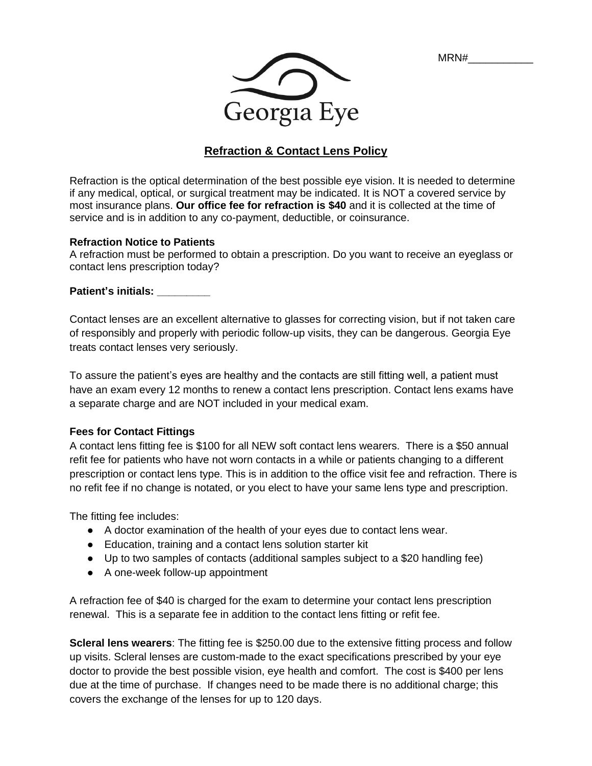MRN#___________

Georgia Eye

# Refraction & Contact Lens Policy

Refraction is the optical determination of the best possible eye vision. It is needed to determine if any medical, optical, or surgical treatment may be indicated. It is NOT a covered service by most insurance plans. **Our office fee for refraction is $40** and it is collected at the time of service and is in addition to any co-payment, deductible, or coinsurance.

**Refraction Notice to Patients**
A refraction must be performed to obtain a prescription. Do you want to receive an eyeglass or contact lens prescription today?

**Patient's initials: ________**

Contact lenses are an excellent alternative to glasses for correcting vision, but if not taken care of responsibly and properly with periodic follow-up visits, they can be dangerous. Georgia Eye treats contact lenses very seriously.

To assure the patient's eyes are healthy and the contacts are still fitting well, a patient must have an exam every 12 months to renew a contact lens prescription. Contact lens exams have a separate charge and are NOT included in your medical exam.

**Fees for Contact Fittings**
A contact lens fitting fee is $100 for all NEW soft contact lens wearers. There is a $50 annual refit fee for patients who have not worn contacts in a while or patients changing to a different prescription or contact lens type. This is in addition to the office visit fee and refraction. There is no refit fee if no change is notated, or you elect to have your same lens type and prescription.

The fitting fee includes:

- A doctor examination of the health of your eyes due to contact lens wear.
- Education, training and a contact lens solution starter kit
- Up to two samples of contacts (additional samples subject to a $20 handling fee)
- A one-week follow-up appointment

A refraction fee of $40 is charged for the exam to determine your contact lens prescription renewal. This is a separate fee in addition to the contact lens fitting or refit fee.

**Scleral lens wearers**: The fitting fee is $250.00 due to the extensive fitting process and follow up visits. Scleral lenses are custom-made to the exact specifications prescribed by your eye doctor to provide the best possible vision, eye health and comfort. The cost is $400 per lens due at the time of purchase. If changes need to be made there is no additional charge; this covers the exchange of the lenses for up to 120 days.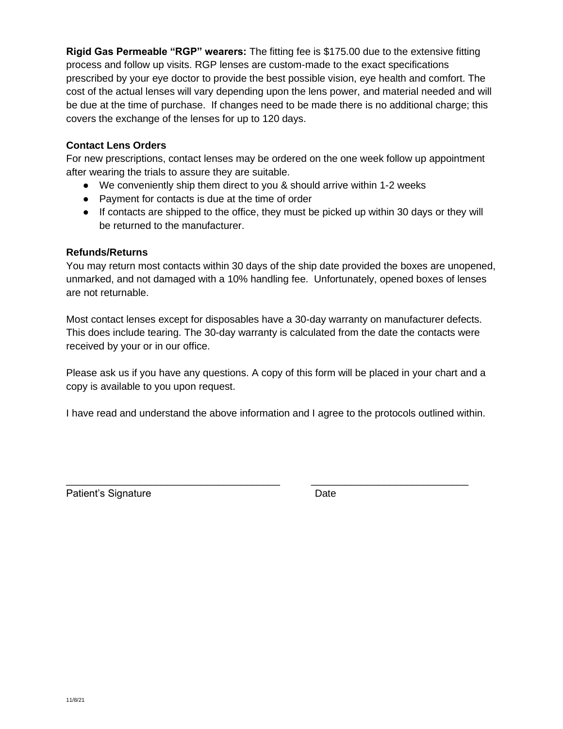**Rigid Gas Permeable "RGP" wearers:** The fitting fee is $175.00 due to the extensive fitting process and follow up visits. RGP lenses are custom-made to the exact specifications prescribed by your eye doctor to provide the best possible vision, eye health and comfort. The cost of the actual lenses will vary depending upon the lens power, and material needed and will be due at the time of purchase. If changes need to be made there is no additional charge; this covers the exchange of the lenses for up to 120 days.

**Contact Lens Orders**

For new prescriptions, contact lenses may be ordered on the one week follow up appointment after wearing the trials to assure they are suitable.

- We conveniently ship them direct to you & should arrive within 1-2 weeks
- Payment for contacts is due at the time of order
- If contacts are shipped to the office, they must be picked up within 30 days or they will be returned to the manufacturer.

**Refunds/Returns**

You may return most contacts within 30 days of the ship date provided the boxes are unopened, unmarked, and not damaged with a 10% handling fee. Unfortunately, opened boxes of lenses are not returnable.

Most contact lenses except for disposables have a 30-day warranty on manufacturer defects. This does include tearing. The 30-day warranty is calculated from the date the contacts were received by your or in our office.

Please ask us if you have any questions. A copy of this form will be placed in your chart and a copy is available to you upon request.

I have read and understand the above information and I agree to the protocols outlined within.

_______________________________________ ____________________________

Patient's Signature Date

11/8/21